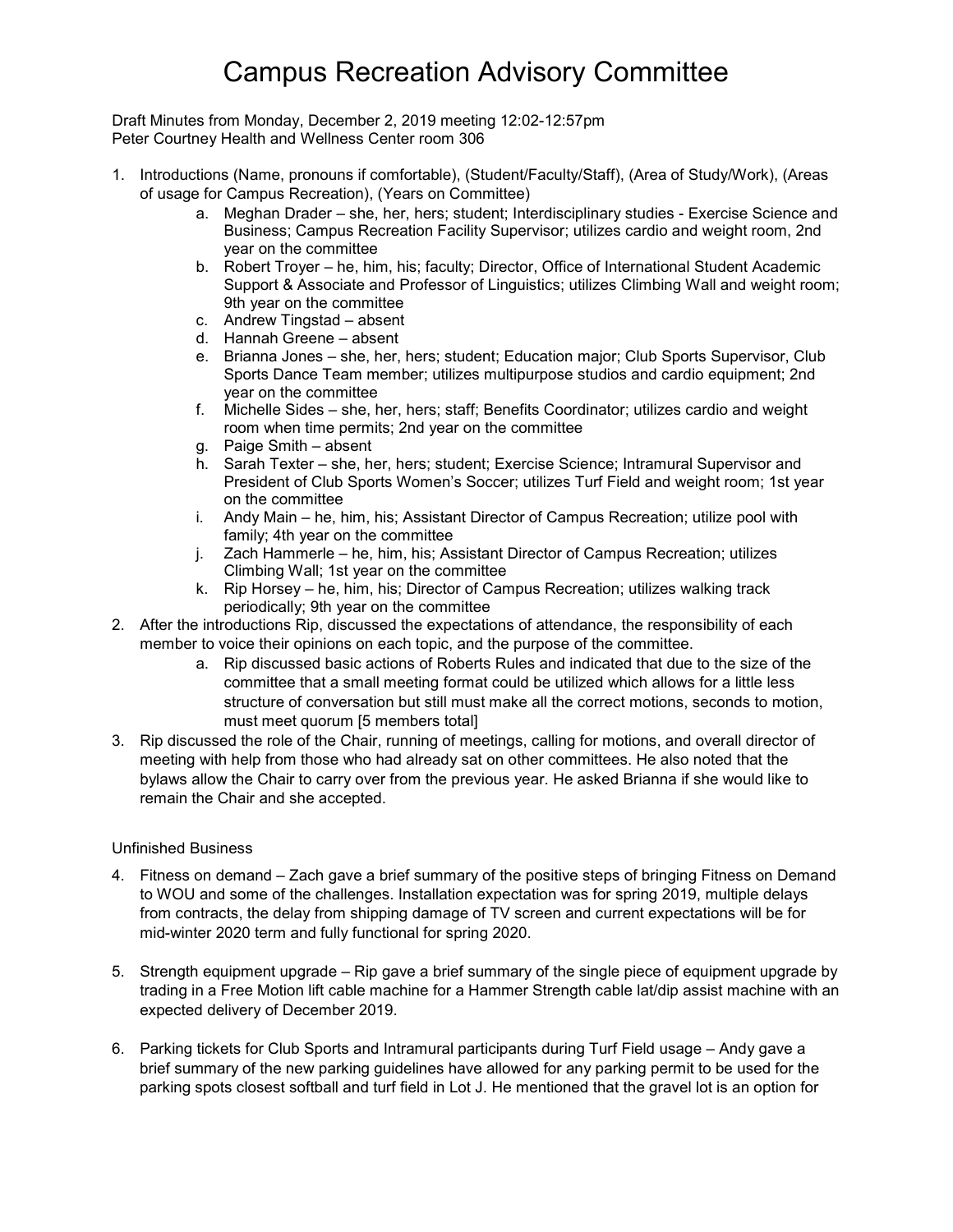# Campus Recreation Advisory Committee

Draft Minutes from Monday, December 2, 2019 meeting 12:02-12:57pm
Peter Courtney Health and Wellness Center room 306

1. Introductions (Name, pronouns if comfortable), (Student/Faculty/Staff), (Area of Study/Work), (Areas of usage for Campus Recreation), (Years on Committee)
   a. Meghan Drader – she, her, hers; student; Interdisciplinary studies - Exercise Science and Business; Campus Recreation Facility Supervisor; utilizes cardio and weight room, 2nd year on the committee
   b. Robert Troyer – he, him, his; faculty; Director, Office of International Student Academic Support & Associate and Professor of Linguistics; utilizes Climbing Wall and weight room; 9th year on the committee
   c. Andrew Tingstad – absent
   d. Hannah Greene – absent
   e. Brianna Jones – she, her, hers; student; Education major; Club Sports Supervisor, Club Sports Dance Team member; utilizes multipurpose studios and cardio equipment; 2nd year on the committee
   f. Michelle Sides – she, her, hers; staff; Benefits Coordinator; utilizes cardio and weight room when time permits; 2nd year on the committee
   g. Paige Smith – absent
   h. Sarah Texter – she, her, hers; student; Exercise Science; Intramural Supervisor and President of Club Sports Women's Soccer; utilizes Turf Field and weight room; 1st year on the committee
   i. Andy Main – he, him, his; Assistant Director of Campus Recreation; utilize pool with family; 4th year on the committee
   j. Zach Hammerle – he, him, his; Assistant Director of Campus Recreation; utilizes Climbing Wall; 1st year on the committee
   k. Rip Horsey – he, him, his; Director of Campus Recreation; utilizes walking track periodically; 9th year on the committee
2. After the introductions Rip, discussed the expectations of attendance, the responsibility of each member to voice their opinions on each topic, and the purpose of the committee.
   a. Rip discussed basic actions of Roberts Rules and indicated that due to the size of the committee that a small meeting format could be utilized which allows for a little less structure of conversation but still must make all the correct motions, seconds to motion, must meet quorum [5 members total]
3. Rip discussed the role of the Chair, running of meetings, calling for motions, and overall director of meeting with help from those who had already sat on other committees. He also noted that the bylaws allow the Chair to carry over from the previous year. He asked Brianna if she would like to remain the Chair and she accepted.

Unfinished Business

4. Fitness on demand – Zach gave a brief summary of the positive steps of bringing Fitness on Demand to WOU and some of the challenges. Installation expectation was for spring 2019, multiple delays from contracts, the delay from shipping damage of TV screen and current expectations will be for mid-winter 2020 term and fully functional for spring 2020.

5. Strength equipment upgrade – Rip gave a brief summary of the single piece of equipment upgrade by trading in a Free Motion lift cable machine for a Hammer Strength cable lat/dip assist machine with an expected delivery of December 2019.

6. Parking tickets for Club Sports and Intramural participants during Turf Field usage – Andy gave a brief summary of the new parking guidelines have allowed for any parking permit to be used for the parking spots closest softball and turf field in Lot J. He mentioned that the gravel lot is an option for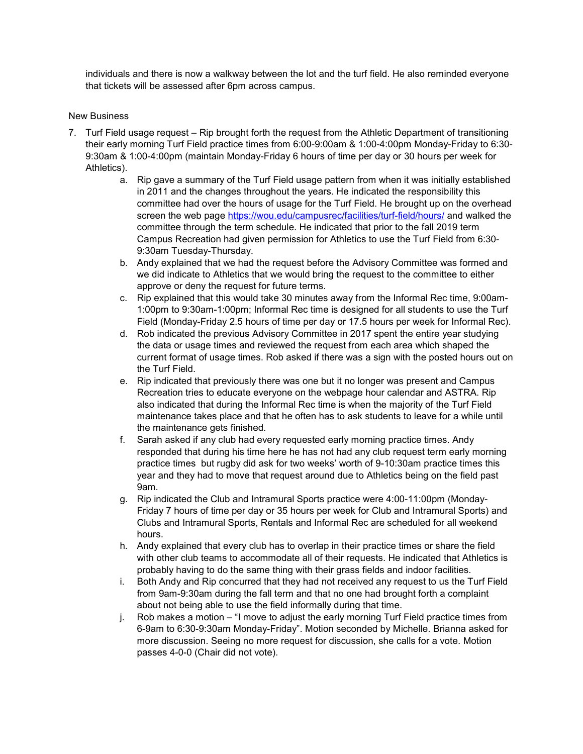individuals and there is now a walkway between the lot and the turf field. He also reminded everyone that tickets will be assessed after 6pm across campus.

New Business

7. Turf Field usage request – Rip brought forth the request from the Athletic Department of transitioning their early morning Turf Field practice times from 6:00-9:00am & 1:00-4:00pm Monday-Friday to 6:30-9:30am & 1:00-4:00pm (maintain Monday-Friday 6 hours of time per day or 30 hours per week for Athletics).
    a. Rip gave a summary of the Turf Field usage pattern from when it was initially established in 2011 and the changes throughout the years. He indicated the responsibility this committee had over the hours of usage for the Turf Field. He brought up on the overhead screen the web page https://wou.edu/campusrec/facilities/turf-field/hours/ and walked the committee through the term schedule. He indicated that prior to the fall 2019 term Campus Recreation had given permission for Athletics to use the Turf Field from 6:30-9:30am Tuesday-Thursday.
    b. Andy explained that we had the request before the Advisory Committee was formed and we did indicate to Athletics that we would bring the request to the committee to either approve or deny the request for future terms.
    c. Rip explained that this would take 30 minutes away from the Informal Rec time, 9:00am-1:00pm to 9:30am-1:00pm; Informal Rec time is designed for all students to use the Turf Field (Monday-Friday 2.5 hours of time per day or 17.5 hours per week for Informal Rec).
    d. Rob indicated the previous Advisory Committee in 2017 spent the entire year studying the data or usage times and reviewed the request from each area which shaped the current format of usage times. Rob asked if there was a sign with the posted hours out on the Turf Field.
    e. Rip indicated that previously there was one but it no longer was present and Campus Recreation tries to educate everyone on the webpage hour calendar and ASTRA. Rip also indicated that during the Informal Rec time is when the majority of the Turf Field maintenance takes place and that he often has to ask students to leave for a while until the maintenance gets finished.
    f. Sarah asked if any club had every requested early morning practice times. Andy responded that during his time here he has not had any club request term early morning practice times but rugby did ask for two weeks' worth of 9-10:30am practice times this year and they had to move that request around due to Athletics being on the field past 9am.
    g. Rip indicated the Club and Intramural Sports practice were 4:00-11:00pm (Monday-Friday 7 hours of time per day or 35 hours per week for Club and Intramural Sports) and Clubs and Intramural Sports, Rentals and Informal Rec are scheduled for all weekend hours.
    h. Andy explained that every club has to overlap in their practice times or share the field with other club teams to accommodate all of their requests. He indicated that Athletics is probably having to do the same thing with their grass fields and indoor facilities.
    i. Both Andy and Rip concurred that they had not received any request to us the Turf Field from 9am-9:30am during the fall term and that no one had brought forth a complaint about not being able to use the field informally during that time.
    j. Rob makes a motion – "I move to adjust the early morning Turf Field practice times from 6-9am to 6:30-9:30am Monday-Friday". Motion seconded by Michelle. Brianna asked for more discussion. Seeing no more request for discussion, she calls for a vote. Motion passes 4-0-0 (Chair did not vote).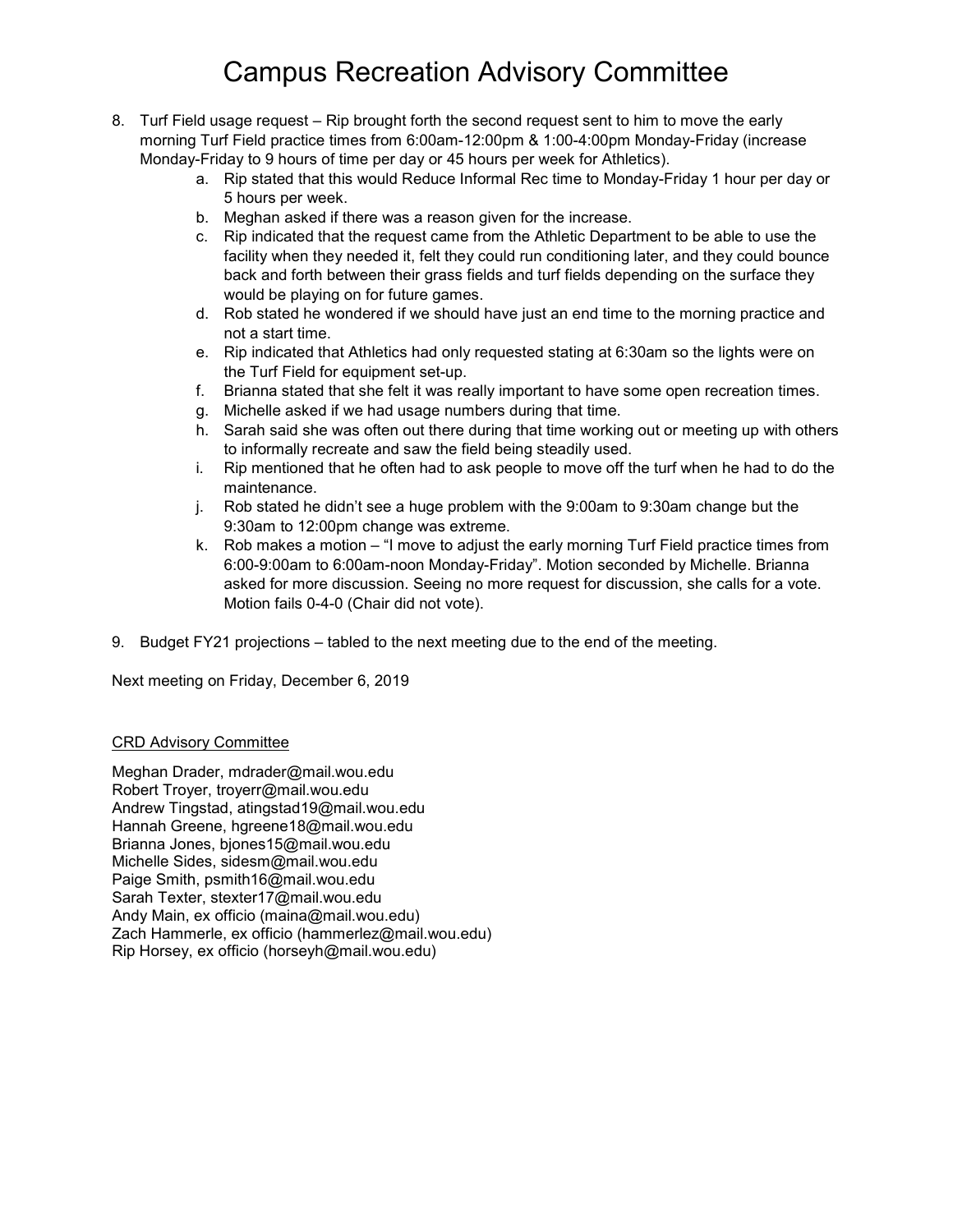# Campus Recreation Advisory Committee

8. Turf Field usage request – Rip brought forth the second request sent to him to move the early morning Turf Field practice times from 6:00am-12:00pm & 1:00-4:00pm Monday-Friday (increase Monday-Friday to 9 hours of time per day or 45 hours per week for Athletics).
    a. Rip stated that this would Reduce Informal Rec time to Monday-Friday 1 hour per day or 5 hours per week.
    b. Meghan asked if there was a reason given for the increase.
    c. Rip indicated that the request came from the Athletic Department to be able to use the facility when they needed it, felt they could run conditioning later, and they could bounce back and forth between their grass fields and turf fields depending on the surface they would be playing on for future games.
    d. Rob stated he wondered if we should have just an end time to the morning practice and not a start time.
    e. Rip indicated that Athletics had only requested stating at 6:30am so the lights were on the Turf Field for equipment set-up.
    f. Brianna stated that she felt it was really important to have some open recreation times.
    g. Michelle asked if we had usage numbers during that time.
    h. Sarah said she was often out there during that time working out or meeting up with others to informally recreate and saw the field being steadily used.
    i. Rip mentioned that he often had to ask people to move off the turf when he had to do the maintenance.
    j. Rob stated he didn't see a huge problem with the 9:00am to 9:30am change but the 9:30am to 12:00pm change was extreme.
    k. Rob makes a motion – "I move to adjust the early morning Turf Field practice times from 6:00-9:00am to 6:00am-noon Monday-Friday". Motion seconded by Michelle. Brianna asked for more discussion. Seeing no more request for discussion, she calls for a vote. Motion fails 0-4-0 (Chair did not vote).

9. Budget FY21 projections – tabled to the next meeting due to the end of the meeting.

Next meeting on Friday, December 6, 2019

<u>CRD Advisory Committee</u>

Meghan Drader, mdrader@mail.wou.edu
Robert Troyer, troyerr@mail.wou.edu
Andrew Tingstad, atingstad19@mail.wou.edu
Hannah Greene, hgreene18@mail.wou.edu
Brianna Jones, bjones15@mail.wou.edu
Michelle Sides, sidesm@mail.wou.edu
Paige Smith, psmith16@mail.wou.edu
Sarah Texter, stexter17@mail.wou.edu
Andy Main, ex officio (maina@mail.wou.edu)
Zach Hammerle, ex officio (hammerlez@mail.wou.edu)
Rip Horsey, ex officio (horseyh@mail.wou.edu)